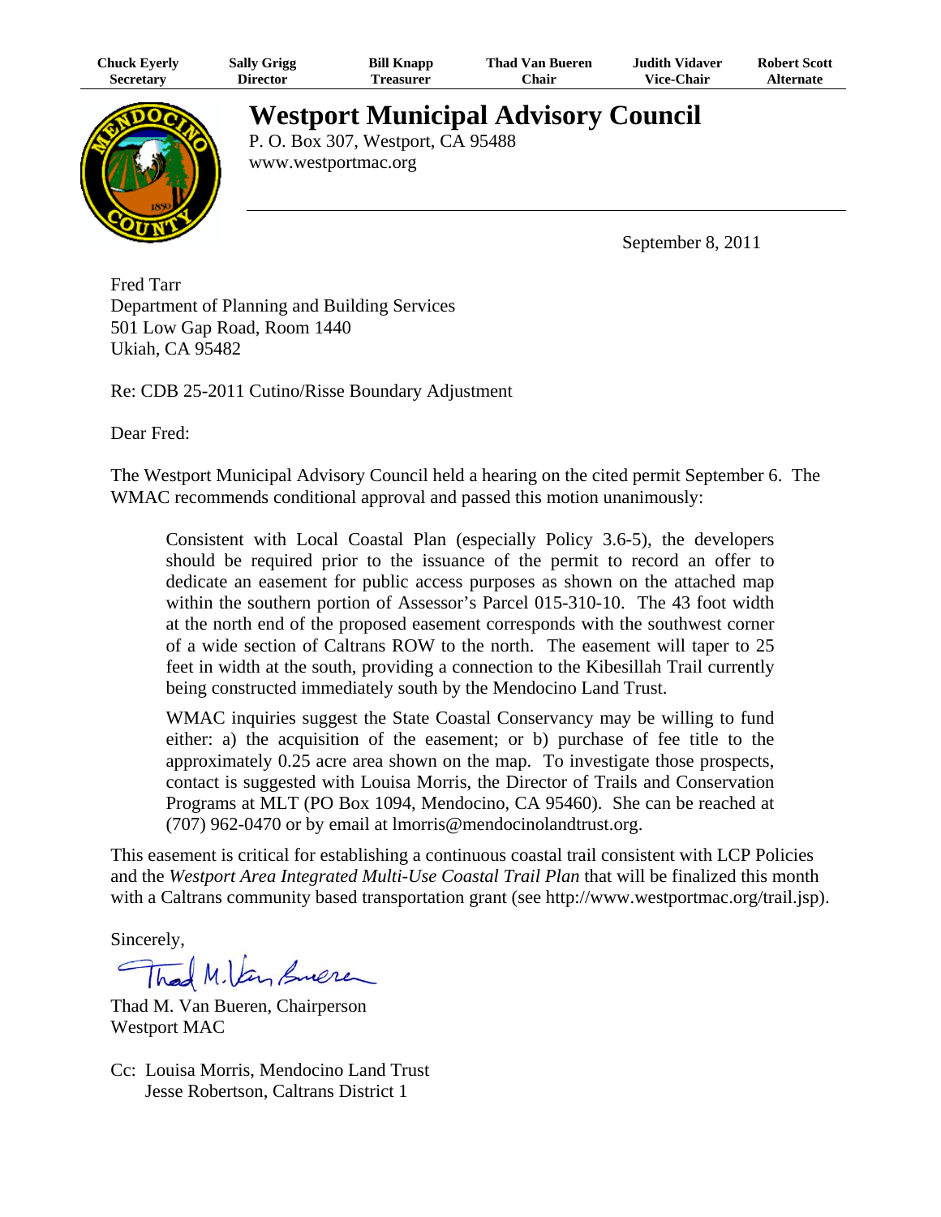| Chuck Everly | Sally Grigg | Bill Knapp | Thad Van Bueren | Judith Vidaver | Robert Scott |
| --- | --- | --- | --- | --- | --- |
| Secretary | Director | Treasurer | Chair | Vice-Chair | Alternate |

# Westport Municipal Advisory Council

P. O. Box 307, Westport, CA 95488
www.westportmac.org

September 8, 2011

Fred Tarr
Department of Planning and Building Services
501 Low Gap Road, Room 1440
Ukiah, CA 95482

Re: CDB 25-2011 Cutino/Risse Boundary Adjustment

Dear Fred:

The Westport Municipal Advisory Council held a hearing on the cited permit September 6. The WMAC recommends conditional approval and passed this motion unanimously:

> Consistent with Local Coastal Plan (especially Policy 3.6-5), the developers should be required prior to the issuance of the permit to record an offer to dedicate an easement for public access purposes as shown on the attached map within the southern portion of Assessor's Parcel 015-310-10. The 43 foot width at the north end of the proposed easement corresponds with the southwest corner of a wide section of Caltrans ROW to the north. The easement will taper to 25 feet in width at the south, providing a connection to the Kibesillah Trail currently being constructed immediately south by the Mendocino Land Trust.
>
> WMAC inquiries suggest the State Coastal Conservancy may be willing to fund either: a) the acquisition of the easement; or b) purchase of fee title to the approximately 0.25 acre area shown on the map. To investigate those prospects, contact is suggested with Louisa Morris, the Director of Trails and Conservation Programs at MLT (PO Box 1094, Mendocino, CA 95460). She can be reached at (707) 962-0470 or by email at lmorris@mendocinolandtrust.org.

This easement is critical for establishing a continuous coastal trail consistent with LCP Policies and the *Westport Area Integrated Multi-Use Coastal Trail Plan* that will be finalized this month with a Caltrans community based transportation grant (see http://www.westportmac.org/trail.jsp).

Sincerely,

Thad M. Van Bueren, Chairperson
Westport MAC

Cc: Louisa Morris, Mendocino Land Trust
Jesse Robertson, Caltrans District 1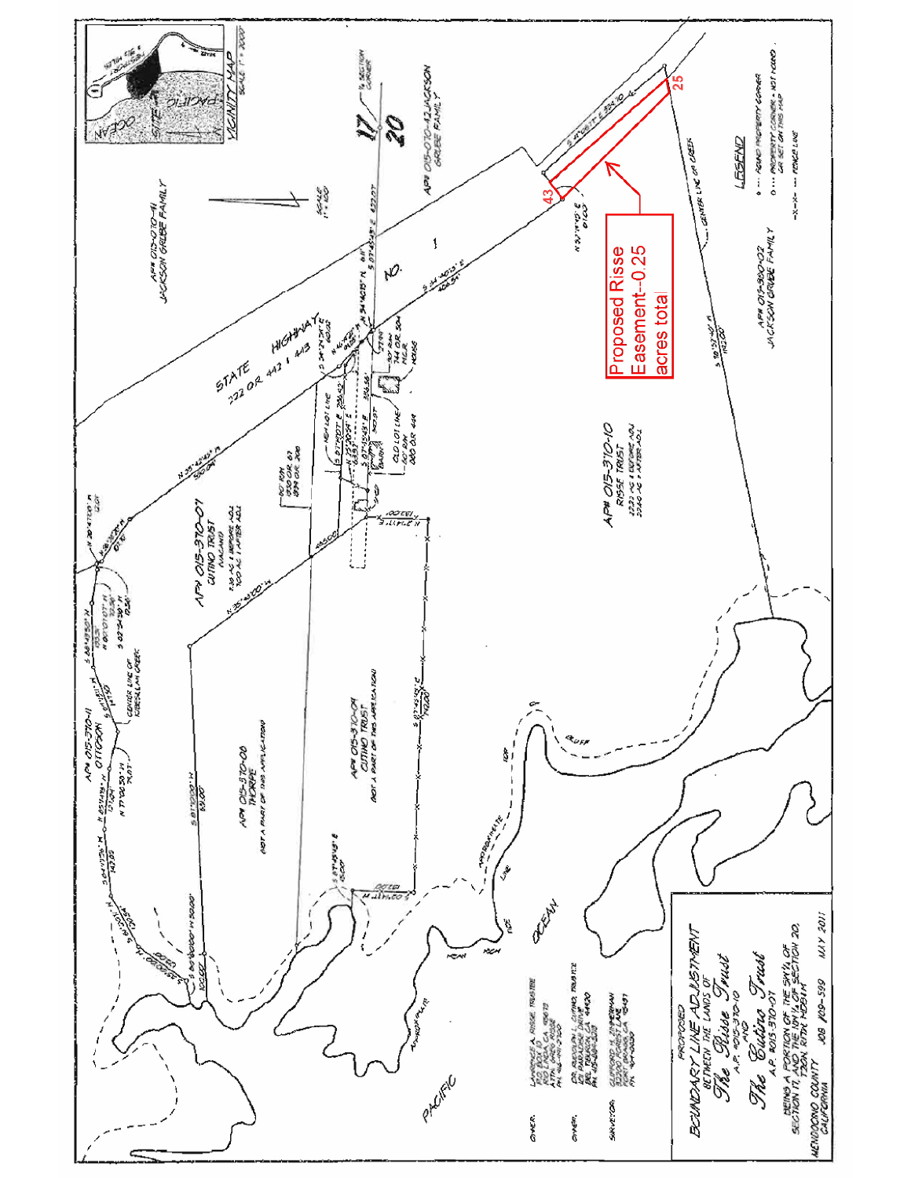Proposed Risse Easement--0.25 acres total

43

25

VICINITY MAP

PACIFIC OCEAN

SITE

STATE HIGHWAY
222 OR 442 & 443

SCALE 1" = 100'

17
20

1/4 SECTION CORNER

APN 015-070-41
JACKSON GRUBE FAMILY

APN 015-070-42 JACKSON
GRUBE FAMILY

APN 015-380-02
JACKSON GRUBE FAMILY

APN 015-370-10
RISSE TRUST

APN 015-370-07
CUTINO TRUST

APN 015-370-09
CUTINO TRUST
NOT A PART OF THIS APPLICATION

APN 015-370-08
THORPE
NOT A PART OF THIS APPLICATION

APN 015-370-11
OTTGEN

NEW LOT LINE

OLD LOT LINE

HOUSE

BARN

CENTER LINE OF CREEK

BLUFF

TOP

APPROXIMATE LINE

MEAN HIGH TIDE

PACIFIC OCEAN

LEGEND

● ... FOUND PROPERTY CORNER

○ ... PROPERTY CORNER - NOT FOUND OR SET ON THIS MAP

-x-x- ... FENCE LINE

OWNER: LAWRENCE A. RISSE, TRUSTEE

OWNER: CUTINO, TRUSTEE

SURVEYOR:

PROPOSED
BOUNDARY LINE ADJUSTMENT
BETWEEN THE LANDS OF
The Risse Trust
A.P. #015-370-10
AND
The Cutino Trust
A.P. #015-370-07

BEING A PORTION OF THE SW1/4 OF SECTION 17, AND THE NW1/4 OF SECTION 20, T.20N, R.17W, M.D.B.&M.

MENDOCINO COUNTY
CALIFORNIA

JOB 109-599

MAY 2011